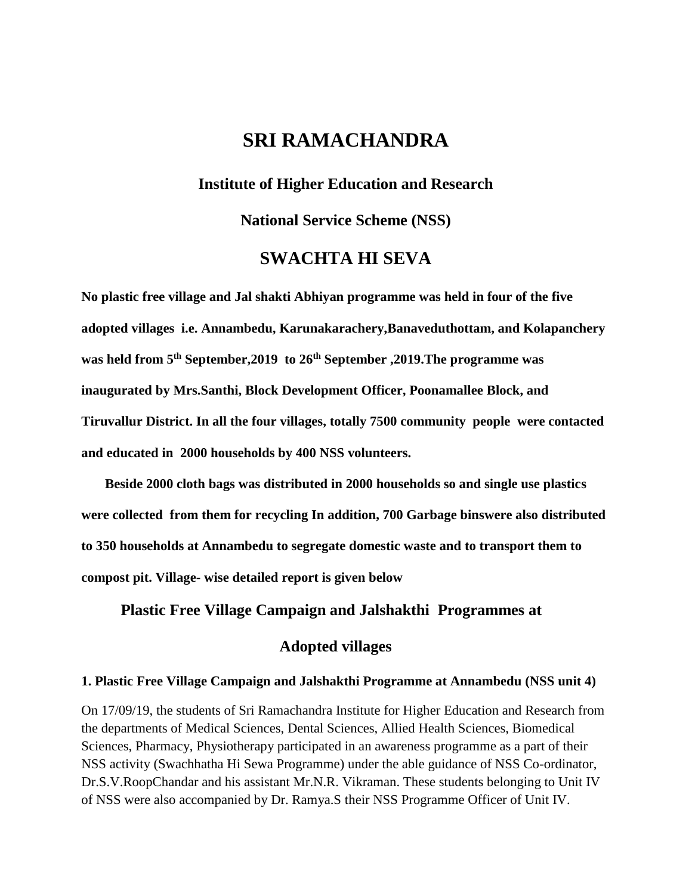# SRI RAMACHANDRA

### Institute of Higher Education and Research

### National Service Scheme (NSS)

## SWACHTA HI SEVA

**No plastic free village and Jal shakti Abhiyan programme was held in four of the five adopted villages i.e. Annambedu, Karunakarachery,Banaveduthottam, and Kolapanchery was held from 5th September,2019 to 26th September ,2019.The programme was inaugurated by Mrs.Santhi, Block Development Officer, Poonamallee Block, and Tiruvallur District. In all the four villages, totally 7500 community people were contacted and educated in 2000 households by 400 NSS volunteers.**

**Beside 2000 cloth bags was distributed in 2000 households so and single use plastics were collected from them for recycling In addition, 700 Garbage binswere also distributed to 350 households at Annambedu to segregate domestic waste and to transport them to compost pit. Village- wise detailed report is given below**

### Plastic Free Village Campaign and Jalshakthi Programmes at Adopted villages

#### 1. Plastic Free Village Campaign and Jalshakthi Programme at Annambedu (NSS unit 4)

On 17/09/19, the students of Sri Ramachandra Institute for Higher Education and Research from the departments of Medical Sciences, Dental Sciences, Allied Health Sciences, Biomedical Sciences, Pharmacy, Physiotherapy participated in an awareness programme as a part of their NSS activity (Swachhatha Hi Sewa Programme) under the able guidance of NSS Co-ordinator, Dr.S.V.RoopChandar and his assistant Mr.N.R. Vikraman. These students belonging to Unit IV of NSS were also accompanied by Dr. Ramya.S their NSS Programme Officer of Unit IV.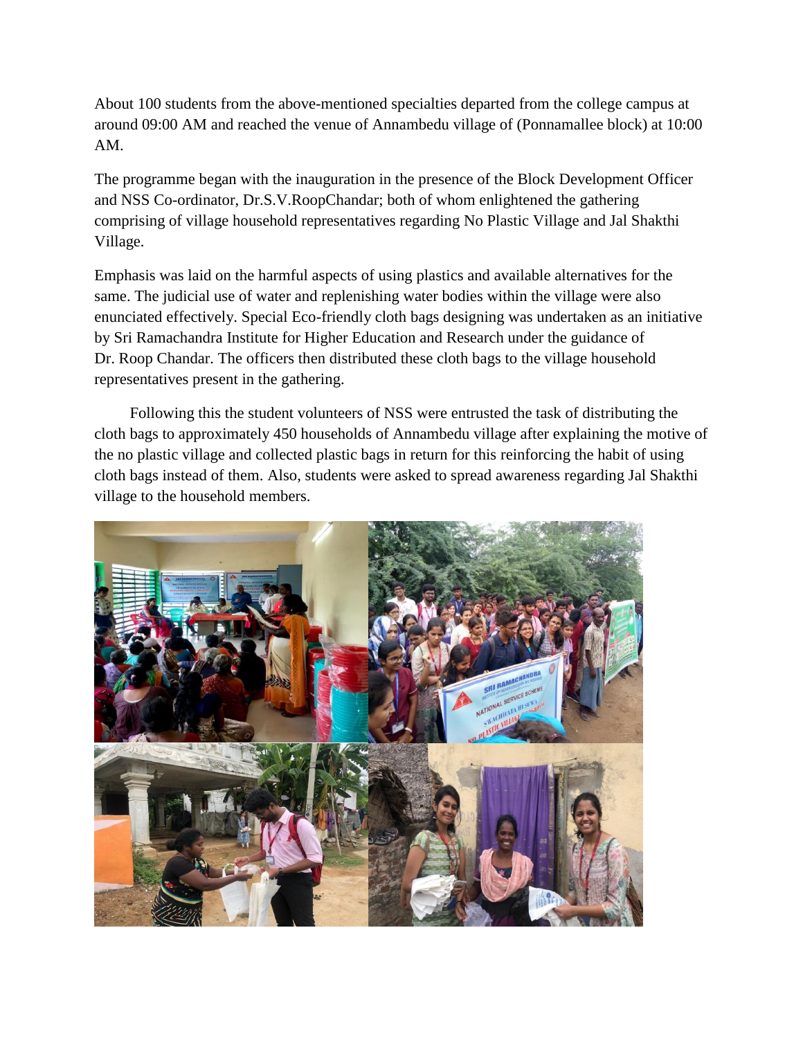About 100 students from the above-mentioned specialties departed from the college campus at around 09:00 AM and reached the venue of Annambedu village of (Ponnamallee block) at 10:00 AM.

The programme began with the inauguration in the presence of the Block Development Officer and NSS Co-ordinator, Dr.S.V.RoopChandar; both of whom enlightened the gathering comprising of village household representatives regarding No Plastic Village and Jal Shakthi Village.

Emphasis was laid on the harmful aspects of using plastics and available alternatives for the same. The judicial use of water and replenishing water bodies within the village were also enunciated effectively. Special Eco-friendly cloth bags designing was undertaken as an initiative by Sri Ramachandra Institute for Higher Education and Research under the guidance of Dr. Roop Chandar. The officers then distributed these cloth bags to the village household representatives present in the gathering.

Following this the student volunteers of NSS were entrusted the task of distributing the cloth bags to approximately 450 households of Annambedu village after explaining the motive of the no plastic village and collected plastic bags in return for this reinforcing the habit of using cloth bags instead of them. Also, students were asked to spread awareness regarding Jal Shakthi village to the household members.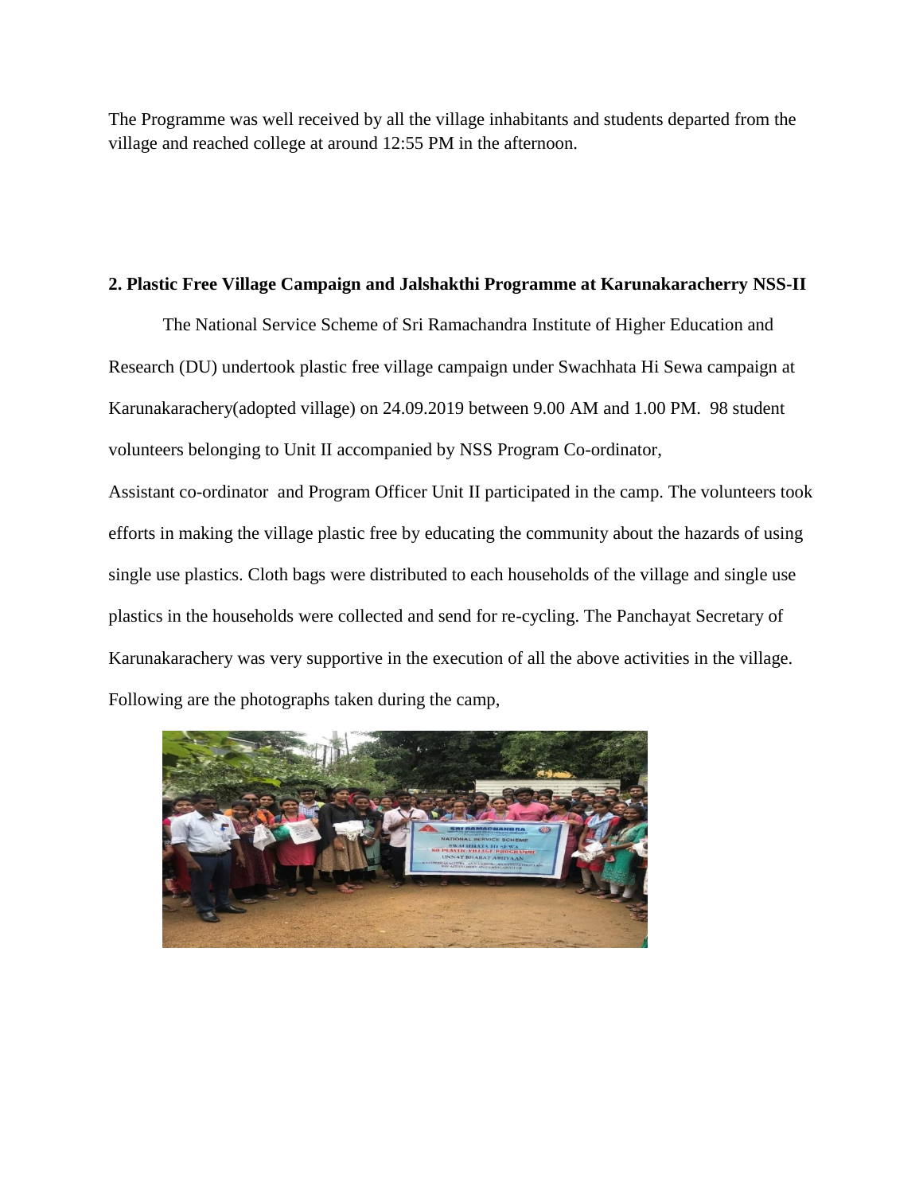The Programme was well received by all the village inhabitants and students departed from the village and reached college at around 12:55 PM in the afternoon.

**2. Plastic Free Village Campaign and Jalshakthi Programme at Karunakaracherry NSS-II**

The National Service Scheme of Sri Ramachandra Institute of Higher Education and Research (DU) undertook plastic free village campaign under Swachhata Hi Sewa campaign at Karunakarachery(adopted village) on 24.09.2019 between 9.00 AM and 1.00 PM. 98 student volunteers belonging to Unit II accompanied by NSS Program Co-ordinator,

Assistant co-ordinator and Program Officer Unit II participated in the camp. The volunteers took efforts in making the village plastic free by educating the community about the hazards of using single use plastics. Cloth bags were distributed to each households of the village and single use plastics in the households were collected and send for re-cycling. The Panchayat Secretary of Karunakarachery was very supportive in the execution of all the above activities in the village. Following are the photographs taken during the camp,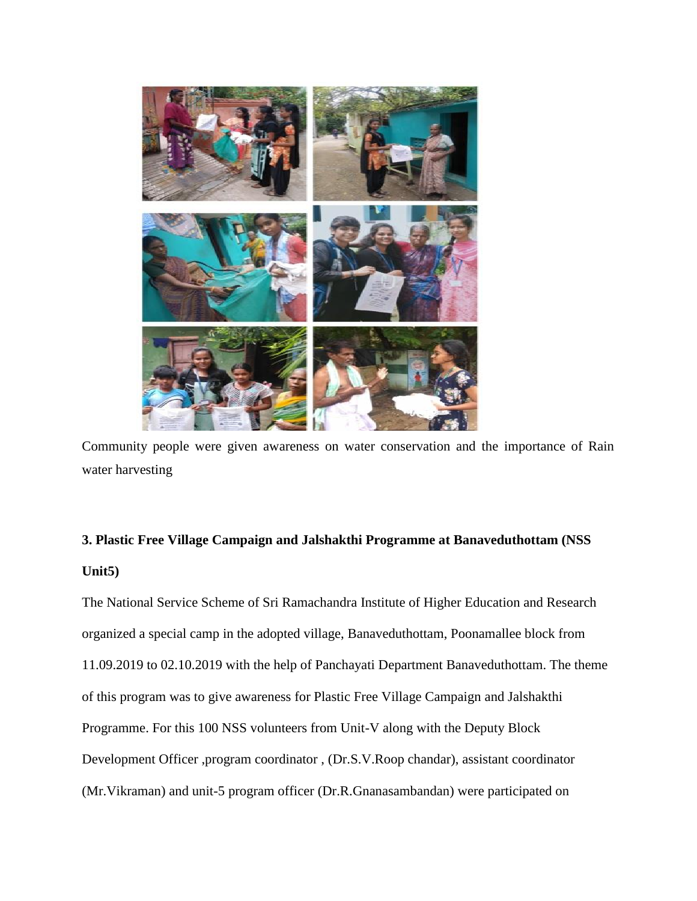Community people were given awareness on water conservation and the importance of Rain water harvesting

**3. Plastic Free Village Campaign and Jalshakthi Programme at Banaveduthottam (NSS Unit5)**

The National Service Scheme of Sri Ramachandra Institute of Higher Education and Research organized a special camp in the adopted village, Banaveduthottam, Poonamallee block from 11.09.2019 to 02.10.2019 with the help of Panchayati Department Banaveduthottam. The theme of this program was to give awareness for Plastic Free Village Campaign and Jalshakthi Programme. For this 100 NSS volunteers from Unit-V along with the Deputy Block Development Officer ,program coordinator , (Dr.S.V.Roop chandar), assistant coordinator (Mr.Vikraman) and unit-5 program officer (Dr.R.Gnanasambandan) were participated on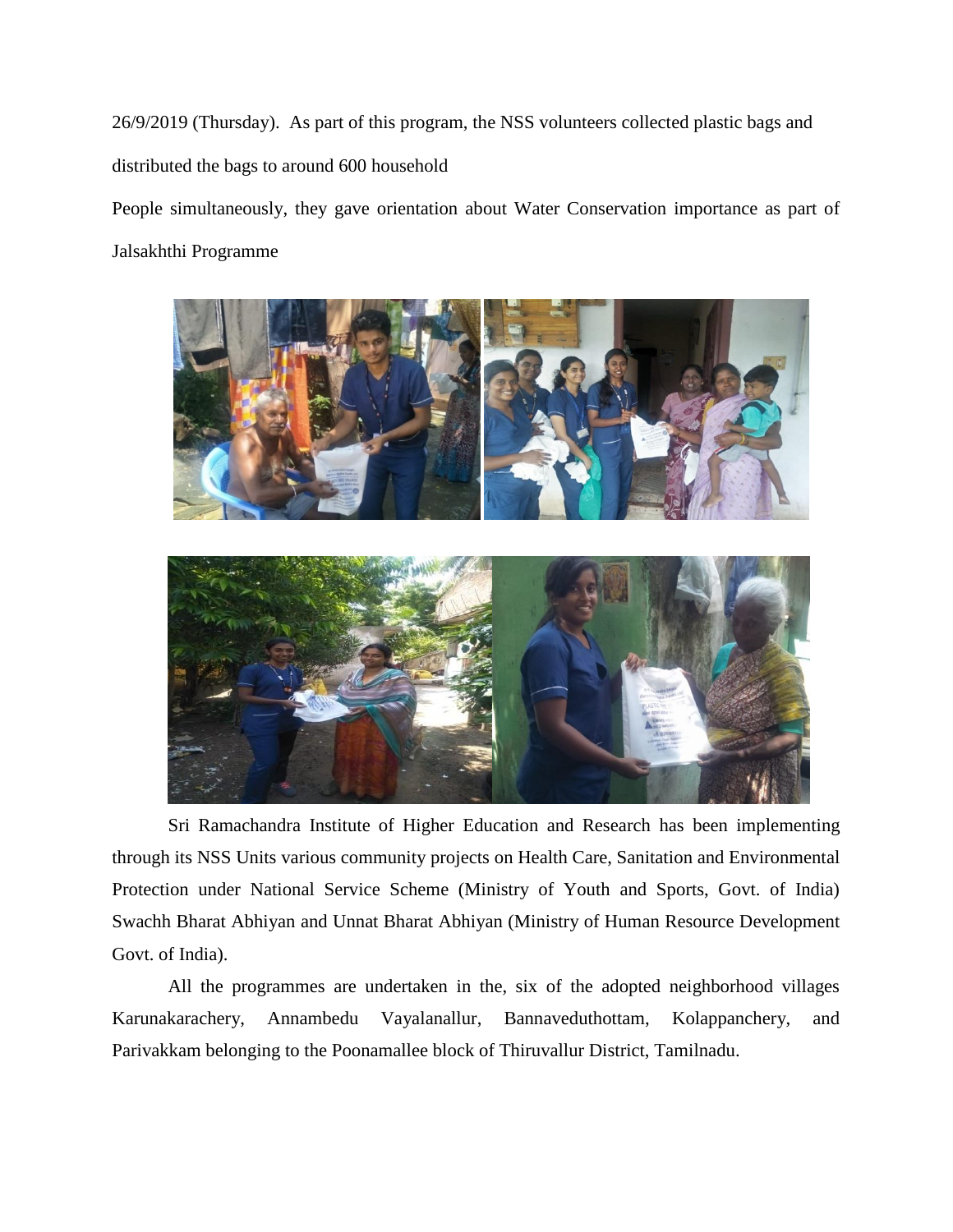26/9/2019 (Thursday). As part of this program, the NSS volunteers collected plastic bags and distributed the bags to around 600 household

People simultaneously, they gave orientation about Water Conservation importance as part of Jalsakhthi Programme

Sri Ramachandra Institute of Higher Education and Research has been implementing through its NSS Units various community projects on Health Care, Sanitation and Environmental Protection under National Service Scheme (Ministry of Youth and Sports, Govt. of India) Swachh Bharat Abhiyan and Unnat Bharat Abhiyan (Ministry of Human Resource Development Govt. of India).

All the programmes are undertaken in the, six of the adopted neighborhood villages Karunakarachery, Annambedu Vayalanallur, Bannaveduthottam, Kolappanchery, and Parivakkam belonging to the Poonamallee block of Thiruvallur District, Tamilnadu.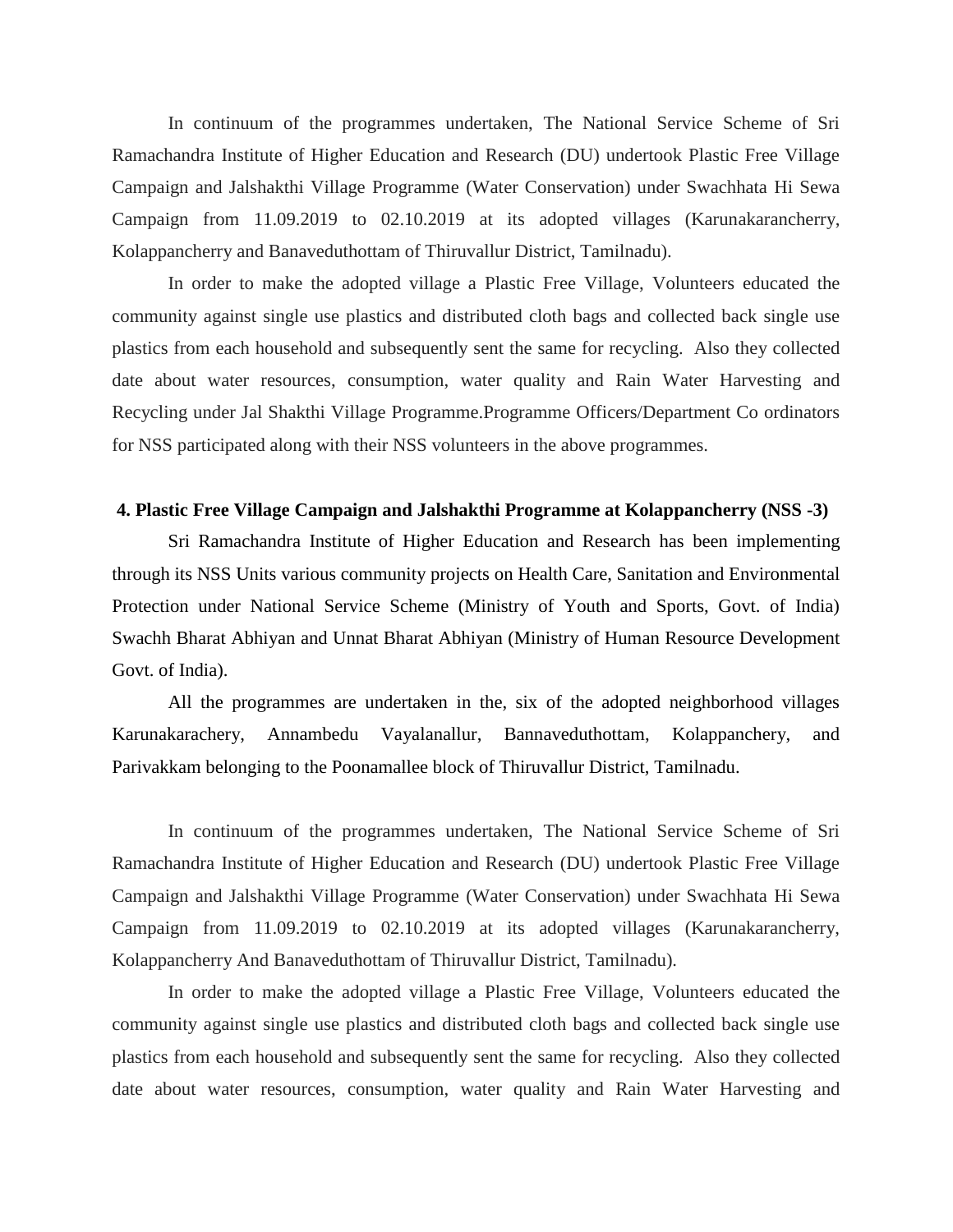In continuum of the programmes undertaken, The National Service Scheme of Sri Ramachandra Institute of Higher Education and Research (DU) undertook Plastic Free Village Campaign and Jalshakthi Village Programme (Water Conservation) under Swachhata Hi Sewa Campaign from 11.09.2019 to 02.10.2019 at its adopted villages (Karunakarancherry, Kolappancherry and Banaveduthottam of Thiruvallur District, Tamilnadu).

In order to make the adopted village a Plastic Free Village, Volunteers educated the community against single use plastics and distributed cloth bags and collected back single use plastics from each household and subsequently sent the same for recycling. Also they collected date about water resources, consumption, water quality and Rain Water Harvesting and Recycling under Jal Shakthi Village Programme.Programme Officers/Department Co ordinators for NSS participated along with their NSS volunteers in the above programmes.

**4. Plastic Free Village Campaign and Jalshakthi Programme at Kolappancherry (NSS -3)**

Sri Ramachandra Institute of Higher Education and Research has been implementing through its NSS Units various community projects on Health Care, Sanitation and Environmental Protection under National Service Scheme (Ministry of Youth and Sports, Govt. of India) Swachh Bharat Abhiyan and Unnat Bharat Abhiyan (Ministry of Human Resource Development Govt. of India).

All the programmes are undertaken in the, six of the adopted neighborhood villages Karunakarachery, Annambedu Vayalanallur, Bannaveduthottam, Kolappanchery, and Parivakkam belonging to the Poonamallee block of Thiruvallur District, Tamilnadu.

In continuum of the programmes undertaken, The National Service Scheme of Sri Ramachandra Institute of Higher Education and Research (DU) undertook Plastic Free Village Campaign and Jalshakthi Village Programme (Water Conservation) under Swachhata Hi Sewa Campaign from 11.09.2019 to 02.10.2019 at its adopted villages (Karunakarancherry, Kolappancherry And Banaveduthottam of Thiruvallur District, Tamilnadu).

In order to make the adopted village a Plastic Free Village, Volunteers educated the community against single use plastics and distributed cloth bags and collected back single use plastics from each household and subsequently sent the same for recycling. Also they collected date about water resources, consumption, water quality and Rain Water Harvesting and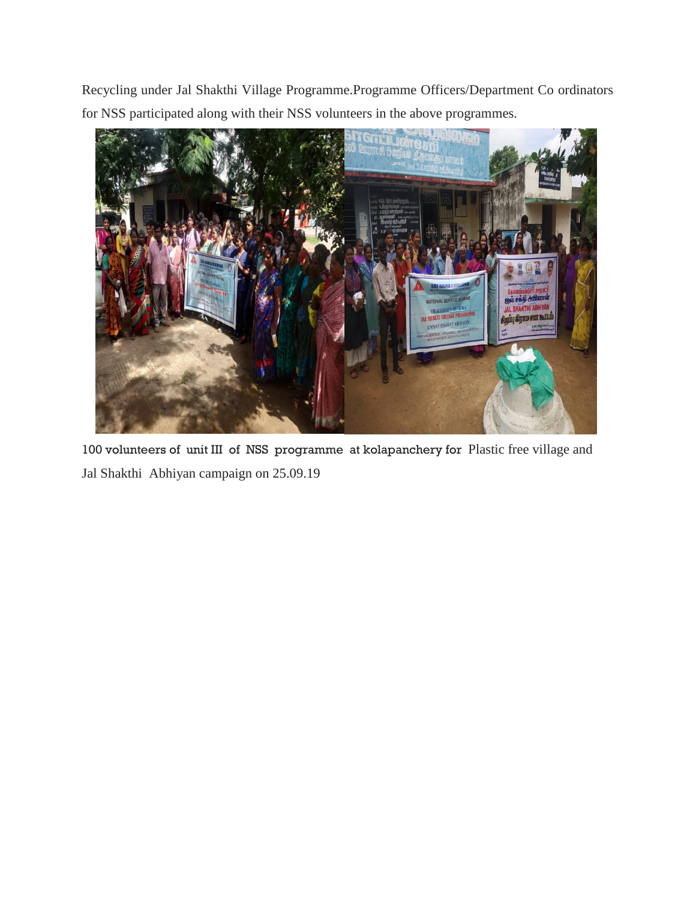Recycling under Jal Shakthi Village Programme.Programme Officers/Department Co ordinators for NSS participated along with their NSS volunteers in the above programmes.

100 volunteers of unit III of NSS programme at kolapanchery for Plastic free village and Jal Shakthi Abhiyan campaign on 25.09.19